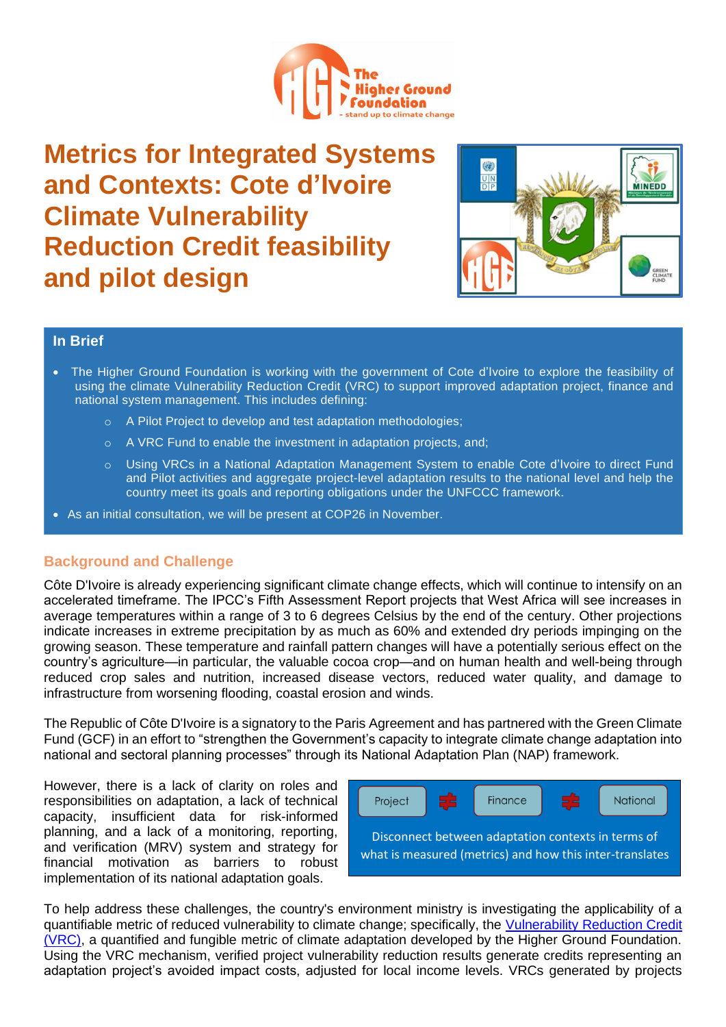# Metrics for Integrated Systems and Contexts: Cote d'Ivoire Climate Vulnerability Reduction Credit feasibility and pilot design

## In Brief

- The Higher Ground Foundation is working with the government of Cote d'Ivoire to explore the feasibility of using the climate Vulnerability Reduction Credit (VRC) to support improved adaptation project, finance and national system management. This includes defining:
  - A Pilot Project to develop and test adaptation methodologies;
  - A VRC Fund to enable the investment in adaptation projects, and;
  - Using VRCs in a National Adaptation Management System to enable Cote d'Ivoire to direct Fund and Pilot activities and aggregate project-level adaptation results to the national level and help the country meet its goals and reporting obligations under the UNFCCC framework.
- As an initial consultation, we will be present at COP26 in November.

## Background and Challenge

Côte D'Ivoire is already experiencing significant climate change effects, which will continue to intensify on an accelerated timeframe. The IPCC's Fifth Assessment Report projects that West Africa will see increases in average temperatures within a range of 3 to 6 degrees Celsius by the end of the century. Other projections indicate increases in extreme precipitation by as much as 60% and extended dry periods impinging on the growing season. These temperature and rainfall pattern changes will have a potentially serious effect on the country's agriculture—in particular, the valuable cocoa crop—and on human health and well-being through reduced crop sales and nutrition, increased disease vectors, reduced water quality, and damage to infrastructure from worsening flooding, coastal erosion and winds.

The Republic of Côte D'Ivoire is a signatory to the Paris Agreement and has partnered with the Green Climate Fund (GCF) in an effort to "strengthen the Government's capacity to integrate climate change adaptation into national and sectoral planning processes" through its National Adaptation Plan (NAP) framework.

However, there is a lack of clarity on roles and responsibilities on adaptation, a lack of technical capacity, insufficient data for risk-informed planning, and a lack of a monitoring, reporting, and verification (MRV) system and strategy for financial motivation as barriers to robust implementation of its national adaptation goals.

Project ≠ Finance ≠ National

Disconnect between adaptation contexts in terms of what is measured (metrics) and how this inter-translates

To help address these challenges, the country's environment ministry is investigating the applicability of a quantifiable metric of reduced vulnerability to climate change; specifically, the Vulnerability Reduction Credit (VRC), a quantified and fungible metric of climate adaptation developed by the Higher Ground Foundation. Using the VRC mechanism, verified project vulnerability reduction results generate credits representing an adaptation project's avoided impact costs, adjusted for local income levels. VRCs generated by projects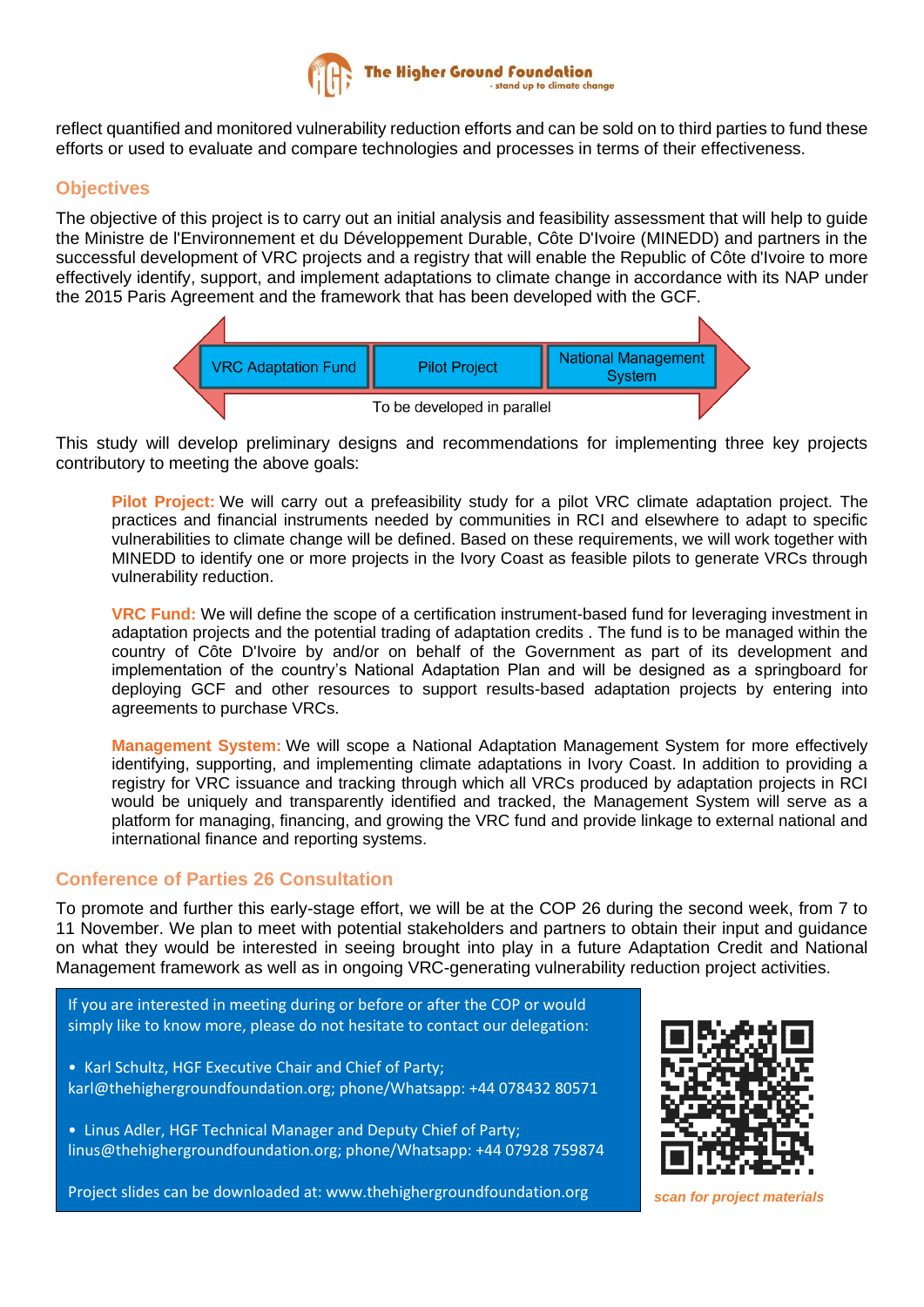reflect quantified and monitored vulnerability reduction efforts and can be sold on to third parties to fund these efforts or used to evaluate and compare technologies and processes in terms of their effectiveness.

## Objectives

The objective of this project is to carry out an initial analysis and feasibility assessment that will help to guide the Ministre de l'Environnement et du Développement Durable, Côte D'Ivoire (MINEDD) and partners in the successful development of VRC projects and a registry that will enable the Republic of Côte d'Ivoire to more effectively identify, support, and implement adaptations to climate change in accordance with its NAP under the 2015 Paris Agreement and the framework that has been developed with the GCF.

VRC Adaptation Fund

Pilot Project

National Management System

To be developed in parallel

This study will develop preliminary designs and recommendations for implementing three key projects contributory to meeting the above goals:

> **Pilot Project:** We will carry out a prefeasibility study for a pilot VRC climate adaptation project. The practices and financial instruments needed by communities in RCI and elsewhere to adapt to specific vulnerabilities to climate change will be defined. Based on these requirements, we will work together with MINEDD to identify one or more projects in the Ivory Coast as feasible pilots to generate VRCs through vulnerability reduction.
>
> **VRC Fund:** We will define the scope of a certification instrument-based fund for leveraging investment in adaptation projects and the potential trading of adaptation credits . The fund is to be managed within the country of Côte D'Ivoire by and/or on behalf of the Government as part of its development and implementation of the country's National Adaptation Plan and will be designed as a springboard for deploying GCF and other resources to support results-based adaptation projects by entering into agreements to purchase VRCs.
>
> **Management System:** We will scope a National Adaptation Management System for more effectively identifying, supporting, and implementing climate adaptations in Ivory Coast. In addition to providing a registry for VRC issuance and tracking through which all VRCs produced by adaptation projects in RCI would be uniquely and transparently identified and tracked, the Management System will serve as a platform for managing, financing, and growing the VRC fund and provide linkage to external national and international finance and reporting systems.

## Conference of Parties 26 Consultation

To promote and further this early-stage effort, we will be at the COP 26 during the second week, from 7 to 11 November. We plan to meet with potential stakeholders and partners to obtain their input and guidance on what they would be interested in seeing brought into play in a future Adaptation Credit and National Management framework as well as in ongoing VRC-generating vulnerability reduction project activities.

If you are interested in meeting during or before or after the COP or would simply like to know more, please do not hesitate to contact our delegation:

- Karl Schultz, HGF Executive Chair and Chief of Party; karl@thehighergroundfoundation.org; phone/Whatsapp: +44 078432 80571
- Linus Adler, HGF Technical Manager and Deputy Chief of Party; linus@thehighergroundfoundation.org; phone/Whatsapp: +44 07928 759874

Project slides can be downloaded at: www.thehighergroundfoundation.org

*scan for project materials*